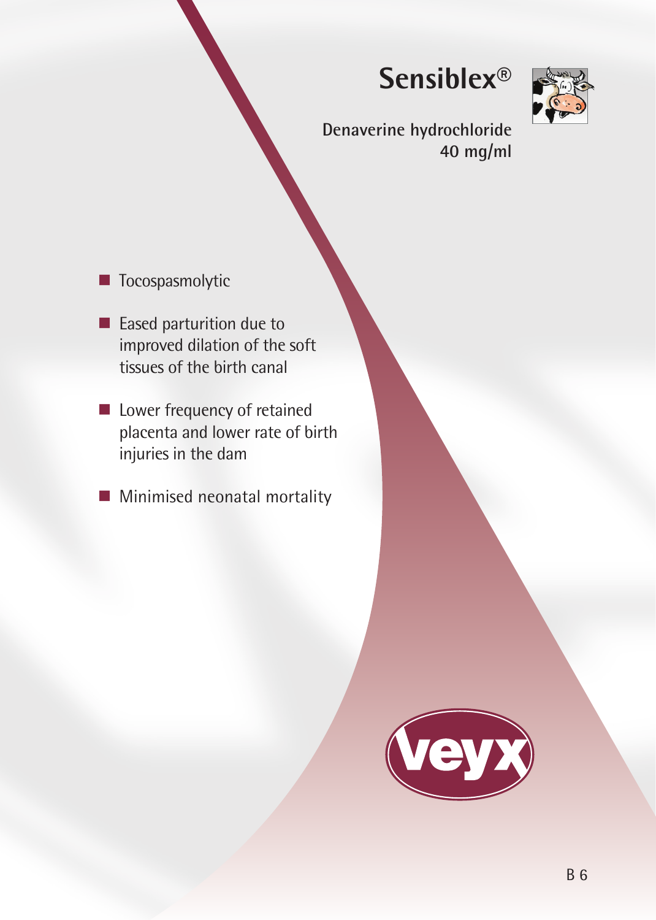# Sensiblex®

**Denaverine hydrochloride**
**40 mg/ml**

- Tocospasmolytic
- Eased parturition due to improved dilation of the soft tissues of the birth canal
- Lower frequency of retained placenta and lower rate of birth injuries in the dam
- Minimised neonatal mortality

veyx

B 6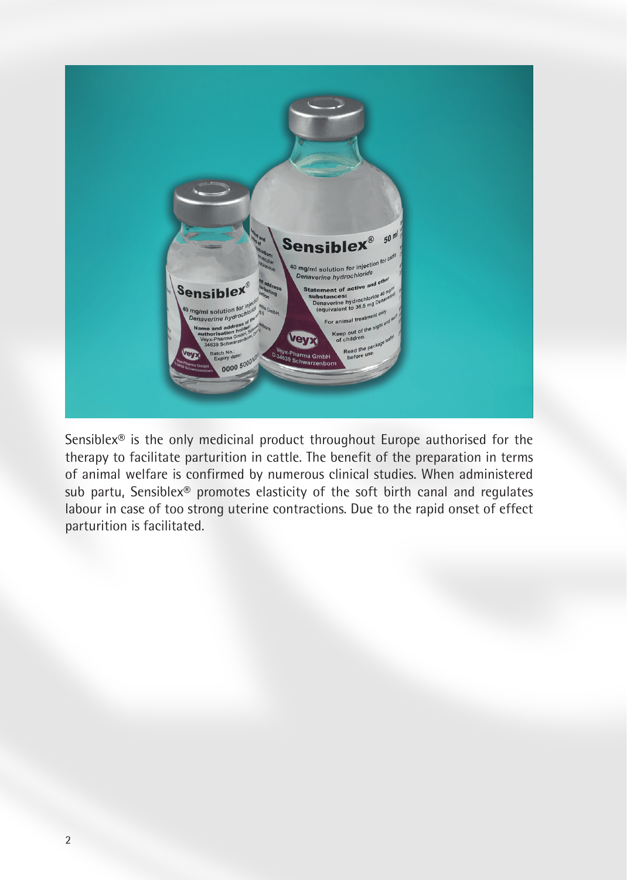Sensiblex® is the only medicinal product throughout Europe authorised for the therapy to facilitate parturition in cattle. The benefit of the preparation in terms of animal welfare is confirmed by numerous clinical studies. When administered sub partu, Sensiblex® promotes elasticity of the soft birth canal and regulates labour in case of too strong uterine contractions. Due to the rapid onset of effect parturition is facilitated.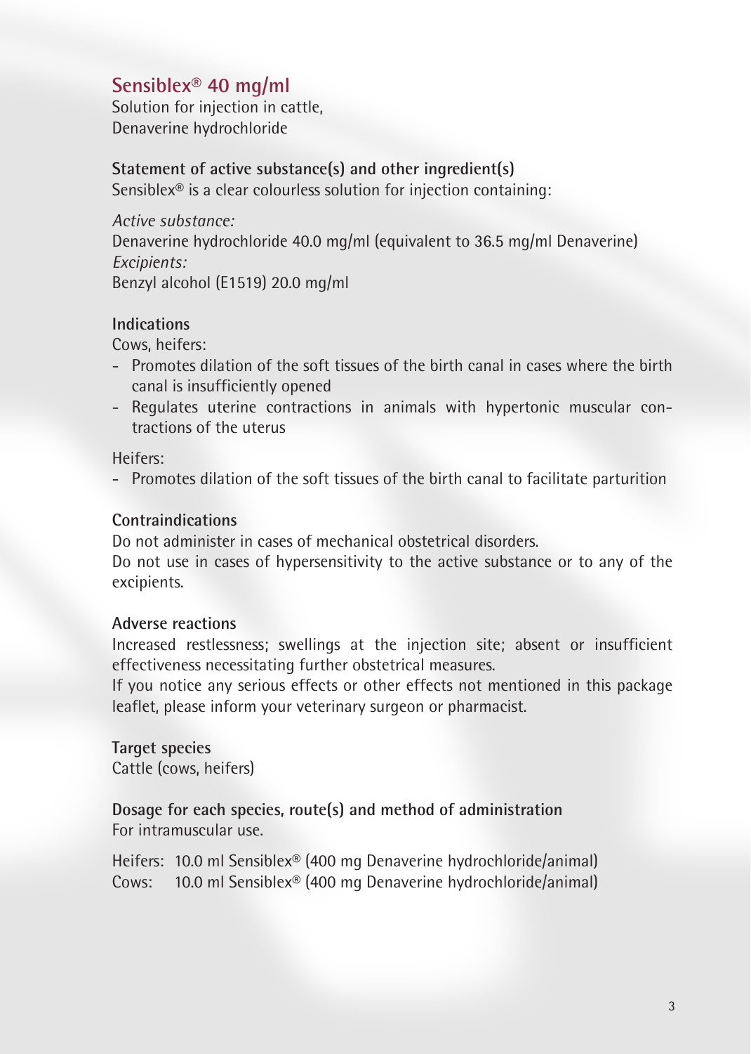## Sensiblex® 40 mg/ml

Solution for injection in cattle,
Denaverine hydrochloride

### Statement of active substance(s) and other ingredient(s)

Sensiblex® is a clear colourless solution for injection containing:

*Active substance:*
Denaverine hydrochloride 40.0 mg/ml (equivalent to 36.5 mg/ml Denaverine)
*Excipients:*
Benzyl alcohol (E1519) 20.0 mg/ml

### Indications

Cows, heifers:

- Promotes dilation of the soft tissues of the birth canal in cases where the birth canal is insufficiently opened
- Regulates uterine contractions in animals with hypertonic muscular contractions of the uterus

Heifers:

- Promotes dilation of the soft tissues of the birth canal to facilitate parturition

### Contraindications

Do not administer in cases of mechanical obstetrical disorders.
Do not use in cases of hypersensitivity to the active substance or to any of the excipients.

### Adverse reactions

Increased restlessness; swellings at the injection site; absent or insufficient effectiveness necessitating further obstetrical measures.
If you notice any serious effects or other effects not mentioned in this package leaflet, please inform your veterinary surgeon or pharmacist.

### Target species

Cattle (cows, heifers)

### Dosage for each species, route(s) and method of administration

For intramuscular use.

Heifers: 10.0 ml Sensiblex® (400 mg Denaverine hydrochloride/animal)
Cows: 10.0 ml Sensiblex® (400 mg Denaverine hydrochloride/animal)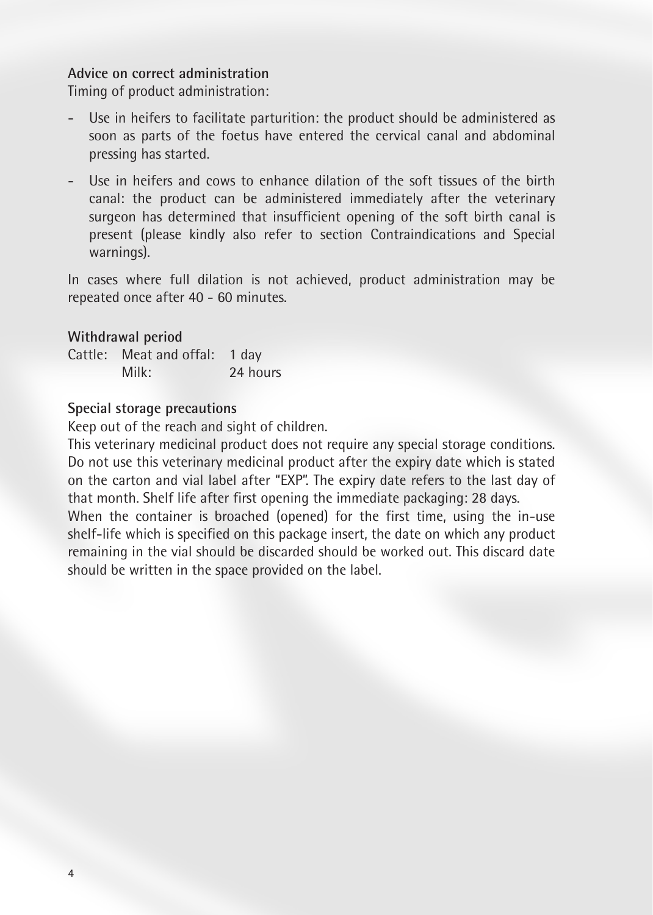**Advice on correct administration**

Timing of product administration:

- Use in heifers to facilitate parturition: the product should be administered as soon as parts of the foetus have entered the cervical canal and abdominal pressing has started.
- Use in heifers and cows to enhance dilation of the soft tissues of the birth canal: the product can be administered immediately after the veterinary surgeon has determined that insufficient opening of the soft birth canal is present (please kindly also refer to section Contraindications and Special warnings).

In cases where full dilation is not achieved, product administration may be repeated once after 40 - 60 minutes.

**Withdrawal period**

| | | |
|---|---|---|
| Cattle: | Meat and offal: | 1 day |
| | Milk: | 24 hours |

**Special storage precautions**

Keep out of the reach and sight of children.

This veterinary medicinal product does not require any special storage conditions. Do not use this veterinary medicinal product after the expiry date which is stated on the carton and vial label after "EXP". The expiry date refers to the last day of that month. Shelf life after first opening the immediate packaging: 28 days.

When the container is broached (opened) for the first time, using the in-use shelf-life which is specified on this package insert, the date on which any product remaining in the vial should be discarded should be worked out. This discard date should be written in the space provided on the label.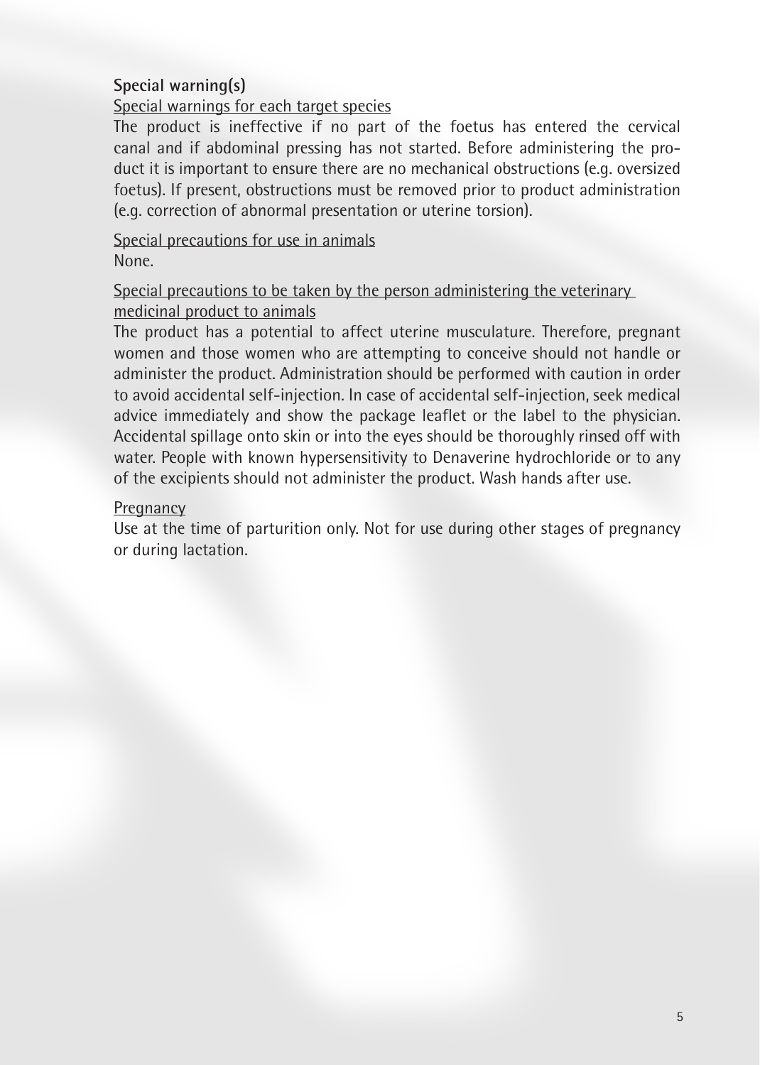## Special warning(s)

Special warnings for each target species

The product is ineffective if no part of the foetus has entered the cervical canal and if abdominal pressing has not started. Before administering the product it is important to ensure there are no mechanical obstructions (e.g. oversized foetus). If present, obstructions must be removed prior to product administration (e.g. correction of abnormal presentation or uterine torsion).

Special precautions for use in animals

None.

Special precautions to be taken by the person administering the veterinary medicinal product to animals

The product has a potential to affect uterine musculature. Therefore, pregnant women and those women who are attempting to conceive should not handle or administer the product. Administration should be performed with caution in order to avoid accidental self-injection. In case of accidental self-injection, seek medical advice immediately and show the package leaflet or the label to the physician. Accidental spillage onto skin or into the eyes should be thoroughly rinsed off with water. People with known hypersensitivity to Denaverine hydrochloride or to any of the excipients should not administer the product. Wash hands after use.

Pregnancy

Use at the time of parturition only. Not for use during other stages of pregnancy or during lactation.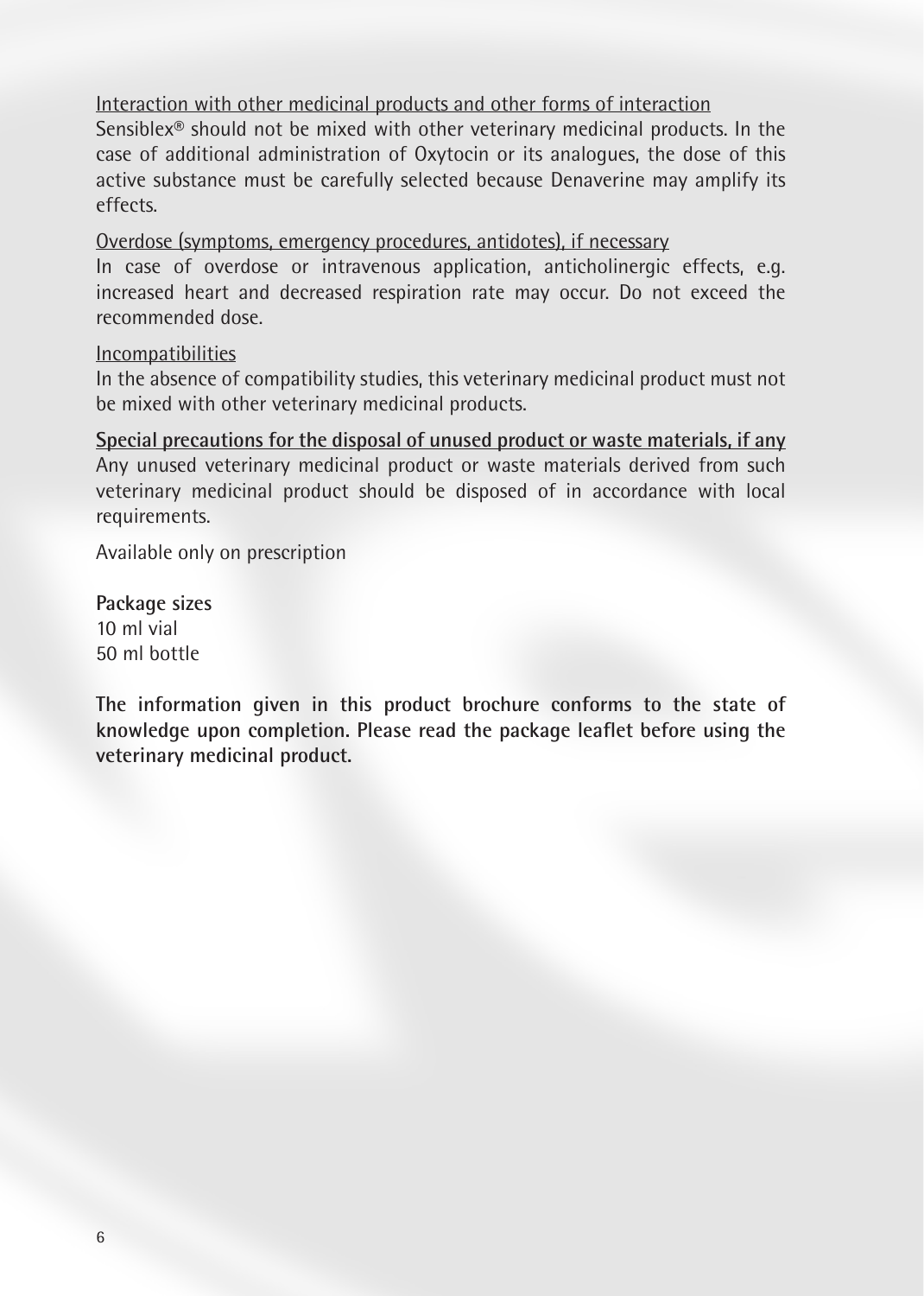Interaction with other medicinal products and other forms of interaction

Sensiblex® should not be mixed with other veterinary medicinal products. In the case of additional administration of Oxytocin or its analogues, the dose of this active substance must be carefully selected because Denaverine may amplify its effects.

Overdose (symptoms, emergency procedures, antidotes), if necessary

In case of overdose or intravenous application, anticholinergic effects, e.g. increased heart and decreased respiration rate may occur. Do not exceed the recommended dose.

Incompatibilities

In the absence of compatibility studies, this veterinary medicinal product must not be mixed with other veterinary medicinal products.

**Special precautions for the disposal of unused product or waste materials, if any**

Any unused veterinary medicinal product or waste materials derived from such veterinary medicinal product should be disposed of in accordance with local requirements.

Available only on prescription

**Package sizes**

10 ml vial
50 ml bottle

**The information given in this product brochure conforms to the state of knowledge upon completion. Please read the package leaflet before using the veterinary medicinal product.**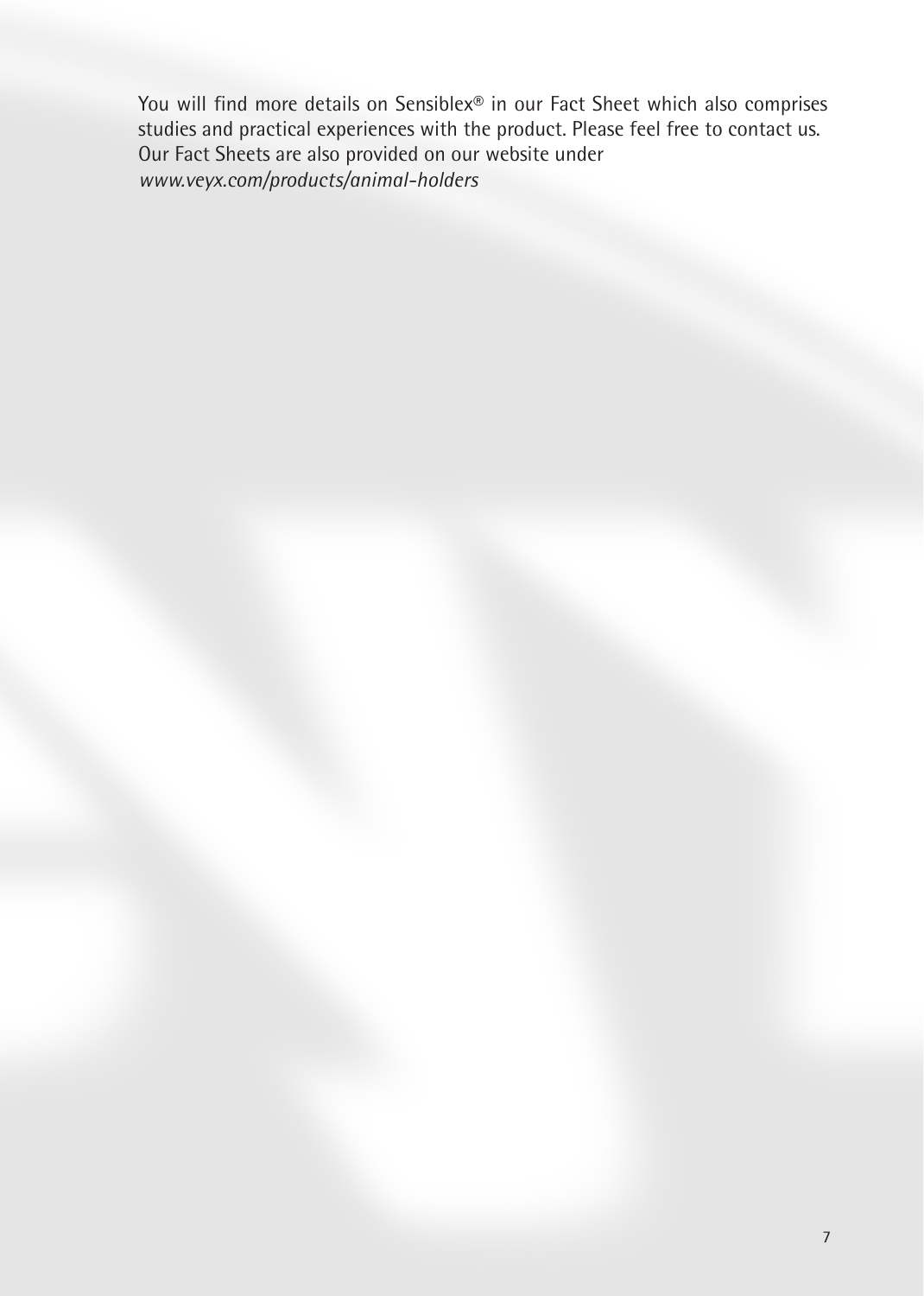You will find more details on Sensiblex® in our Fact Sheet which also comprises studies and practical experiences with the product. Please feel free to contact us. Our Fact Sheets are also provided on our website under
*www.veyx.com/products/animal-holders*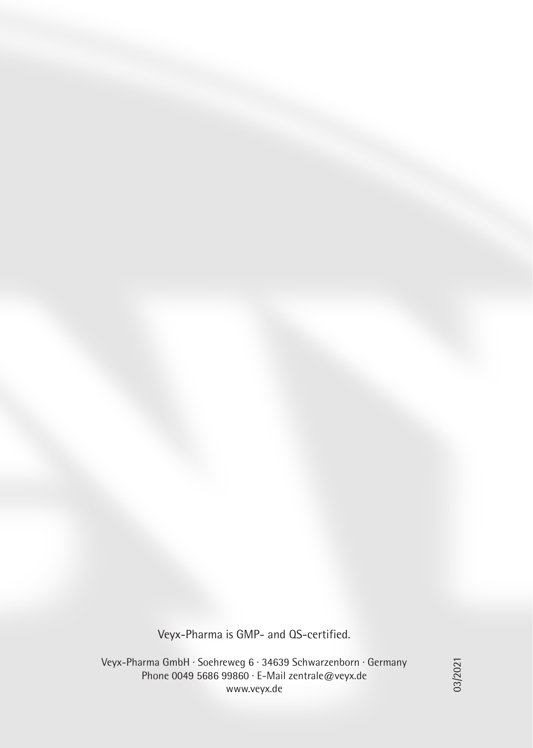Veyx-Pharma is GMP- and QS-certified.

Veyx-Pharma GmbH · Soehreweg 6 · 34639 Schwarzenborn · Germany
Phone 0049 5686 99860 · E-Mail zentrale@veyx.de
www.veyx.de

03/2021